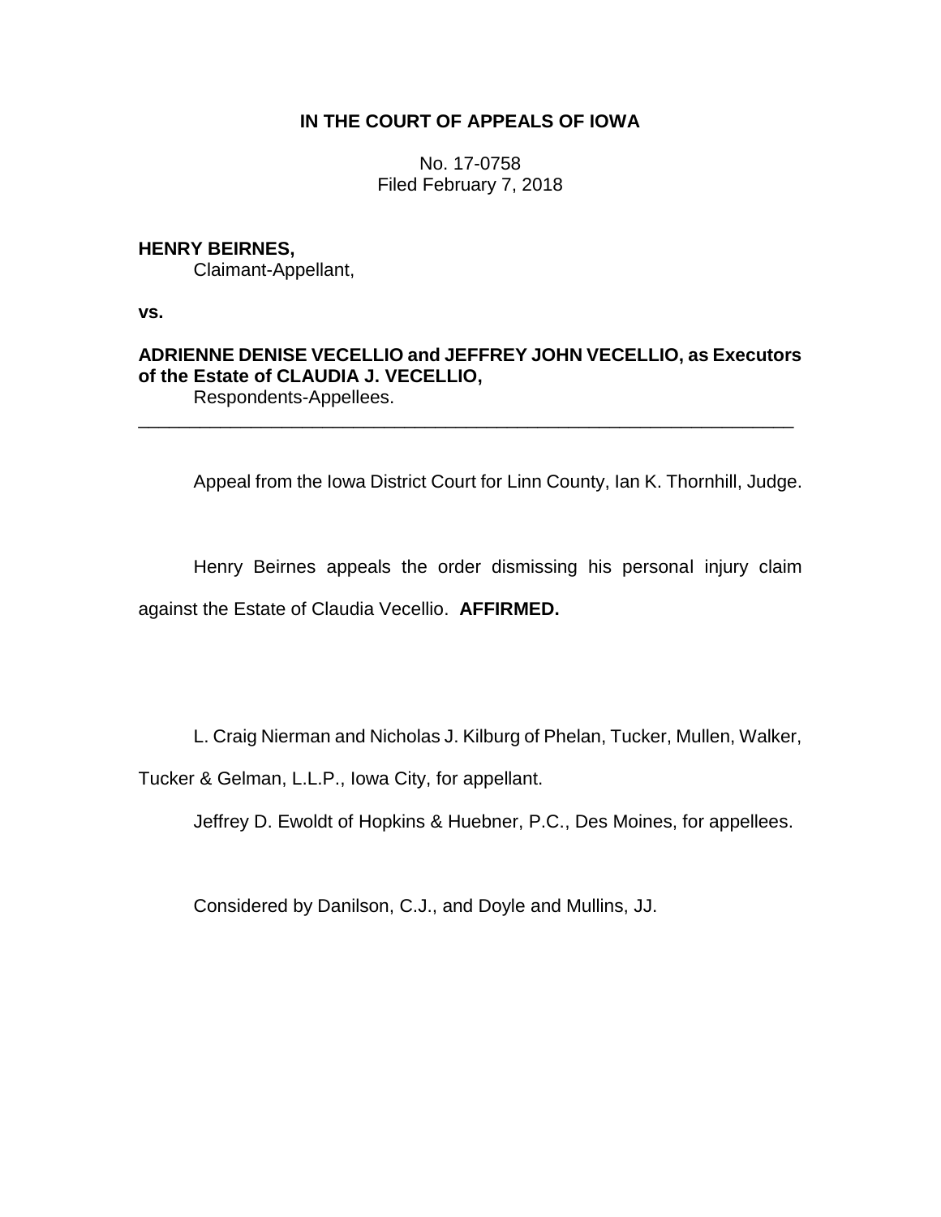**IN THE COURT OF APPEALS OF IOWA**

No. 17-0758
Filed February 7, 2018

**HENRY BEIRNES,**
Claimant-Appellant,

**vs.**

**ADRIENNE DENISE VECELLIO and JEFFREY JOHN VECELLIO, as Executors of the Estate of CLAUDIA J. VECELLIO,**
Respondents-Appellees.

---

Appeal from the Iowa District Court for Linn County, Ian K. Thornhill, Judge.

Henry Beirnes appeals the order dismissing his personal injury claim against the Estate of Claudia Vecellio. **AFFIRMED.**

L. Craig Nierman and Nicholas J. Kilburg of Phelan, Tucker, Mullen, Walker, Tucker & Gelman, L.L.P., Iowa City, for appellant.

Jeffrey D. Ewoldt of Hopkins & Huebner, P.C., Des Moines, for appellees.

Considered by Danilson, C.J., and Doyle and Mullins, JJ.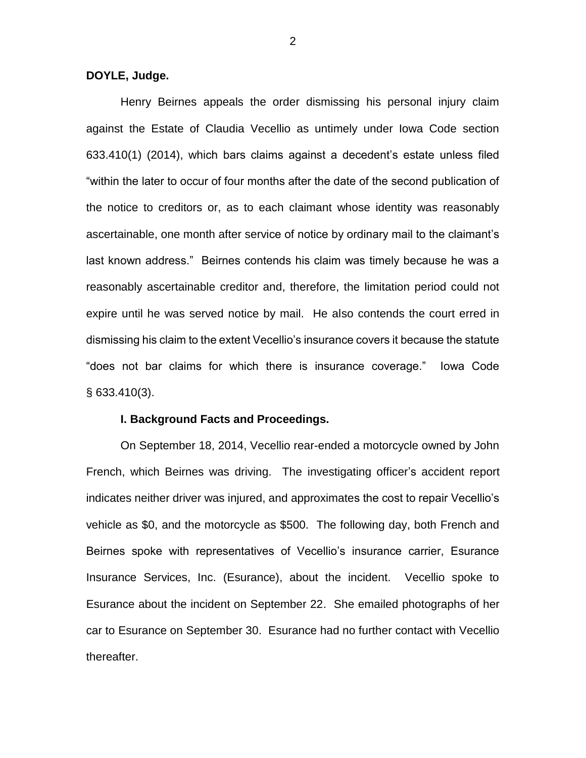**DOYLE, Judge.**

Henry Beirnes appeals the order dismissing his personal injury claim against the Estate of Claudia Vecellio as untimely under Iowa Code section 633.410(1) (2014), which bars claims against a decedent's estate unless filed "within the later to occur of four months after the date of the second publication of the notice to creditors or, as to each claimant whose identity was reasonably ascertainable, one month after service of notice by ordinary mail to the claimant's last known address." Beirnes contends his claim was timely because he was a reasonably ascertainable creditor and, therefore, the limitation period could not expire until he was served notice by mail. He also contends the court erred in dismissing his claim to the extent Vecellio's insurance covers it because the statute "does not bar claims for which there is insurance coverage." Iowa Code § 633.410(3).

## I. Background Facts and Proceedings.

On September 18, 2014, Vecellio rear-ended a motorcycle owned by John French, which Beirnes was driving. The investigating officer's accident report indicates neither driver was injured, and approximates the cost to repair Vecellio's vehicle as $0, and the motorcycle as $500. The following day, both French and Beirnes spoke with representatives of Vecellio's insurance carrier, Esurance Insurance Services, Inc. (Esurance), about the incident. Vecellio spoke to Esurance about the incident on September 22. She emailed photographs of her car to Esurance on September 30. Esurance had no further contact with Vecellio thereafter.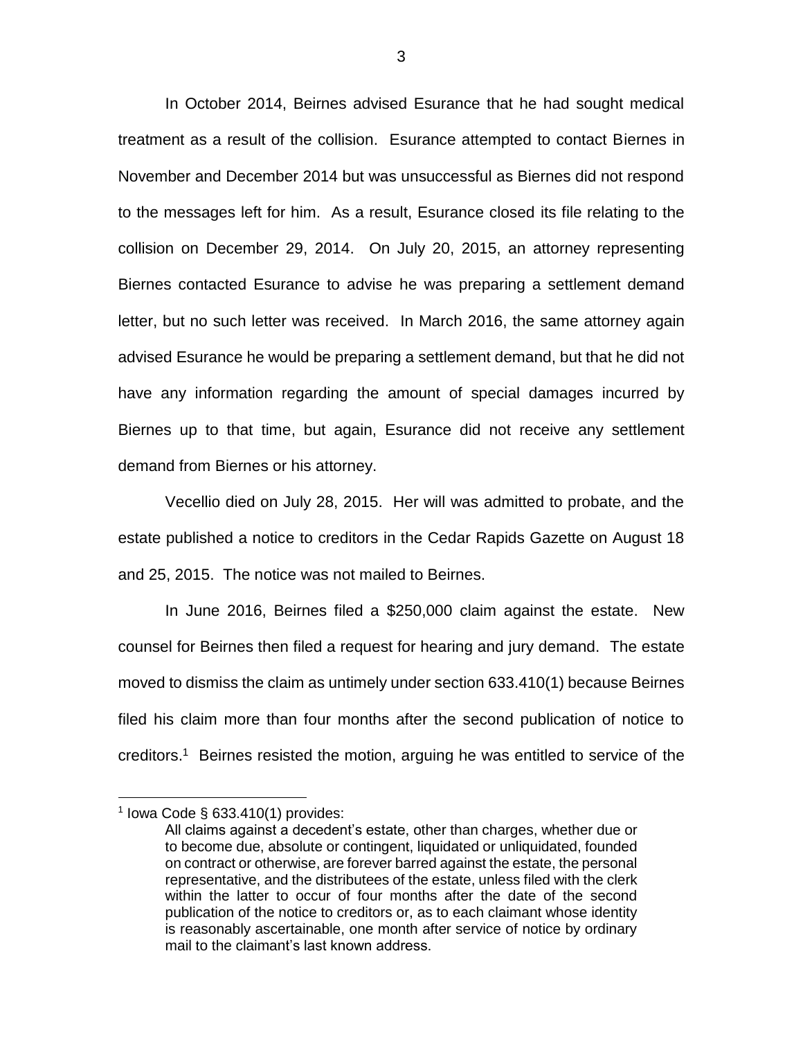In October 2014, Beirnes advised Esurance that he had sought medical treatment as a result of the collision. Esurance attempted to contact Biernes in November and December 2014 but was unsuccessful as Biernes did not respond to the messages left for him. As a result, Esurance closed its file relating to the collision on December 29, 2014. On July 20, 2015, an attorney representing Biernes contacted Esurance to advise he was preparing a settlement demand letter, but no such letter was received. In March 2016, the same attorney again advised Esurance he would be preparing a settlement demand, but that he did not have any information regarding the amount of special damages incurred by Biernes up to that time, but again, Esurance did not receive any settlement demand from Biernes or his attorney.

Vecellio died on July 28, 2015. Her will was admitted to probate, and the estate published a notice to creditors in the Cedar Rapids Gazette on August 18 and 25, 2015. The notice was not mailed to Beirnes.

In June 2016, Beirnes filed a $250,000 claim against the estate. New counsel for Beirnes then filed a request for hearing and jury demand. The estate moved to dismiss the claim as untimely under section 633.410(1) because Beirnes filed his claim more than four months after the second publication of notice to creditors.[1] Beirnes resisted the motion, arguing he was entitled to service of the

---

[1] Iowa Code § 633.410(1) provides:

> All claims against a decedent's estate, other than charges, whether due or to become due, absolute or contingent, liquidated or unliquidated, founded on contract or otherwise, are forever barred against the estate, the personal representative, and the distributees of the estate, unless filed with the clerk within the latter to occur of four months after the date of the second publication of the notice to creditors or, as to each claimant whose identity is reasonably ascertainable, one month after service of notice by ordinary mail to the claimant's last known address.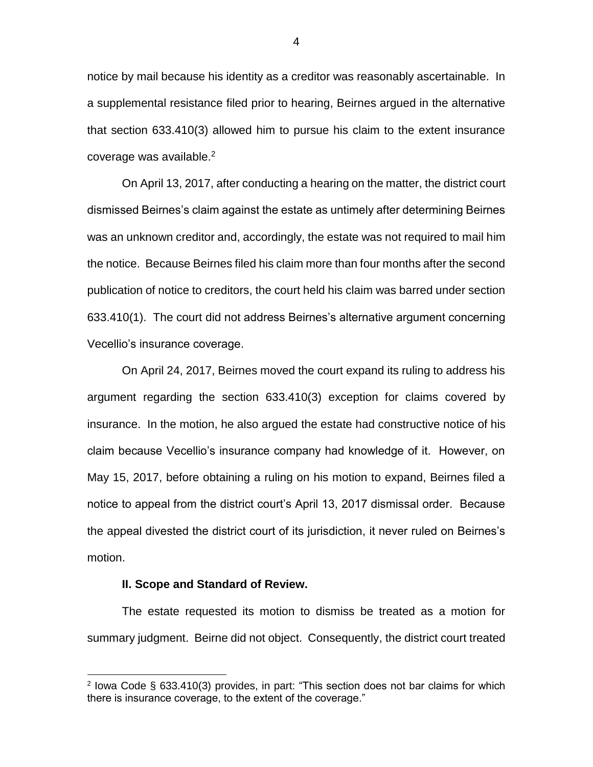notice by mail because his identity as a creditor was reasonably ascertainable. In a supplemental resistance filed prior to hearing, Beirnes argued in the alternative that section 633.410(3) allowed him to pursue his claim to the extent insurance coverage was available.[2]

On April 13, 2017, after conducting a hearing on the matter, the district court dismissed Beirnes's claim against the estate as untimely after determining Beirnes was an unknown creditor and, accordingly, the estate was not required to mail him the notice. Because Beirnes filed his claim more than four months after the second publication of notice to creditors, the court held his claim was barred under section 633.410(1). The court did not address Beirnes's alternative argument concerning Vecellio's insurance coverage.

On April 24, 2017, Beirnes moved the court expand its ruling to address his argument regarding the section 633.410(3) exception for claims covered by insurance. In the motion, he also argued the estate had constructive notice of his claim because Vecellio's insurance company had knowledge of it. However, on May 15, 2017, before obtaining a ruling on his motion to expand, Beirnes filed a notice to appeal from the district court's April 13, 2017 dismissal order. Because the appeal divested the district court of its jurisdiction, it never ruled on Beirnes's motion.

**II. Scope and Standard of Review.**

The estate requested its motion to dismiss be treated as a motion for summary judgment. Beirne did not object. Consequently, the district court treated

[2] Iowa Code § 633.410(3) provides, in part: "This section does not bar claims for which there is insurance coverage, to the extent of the coverage."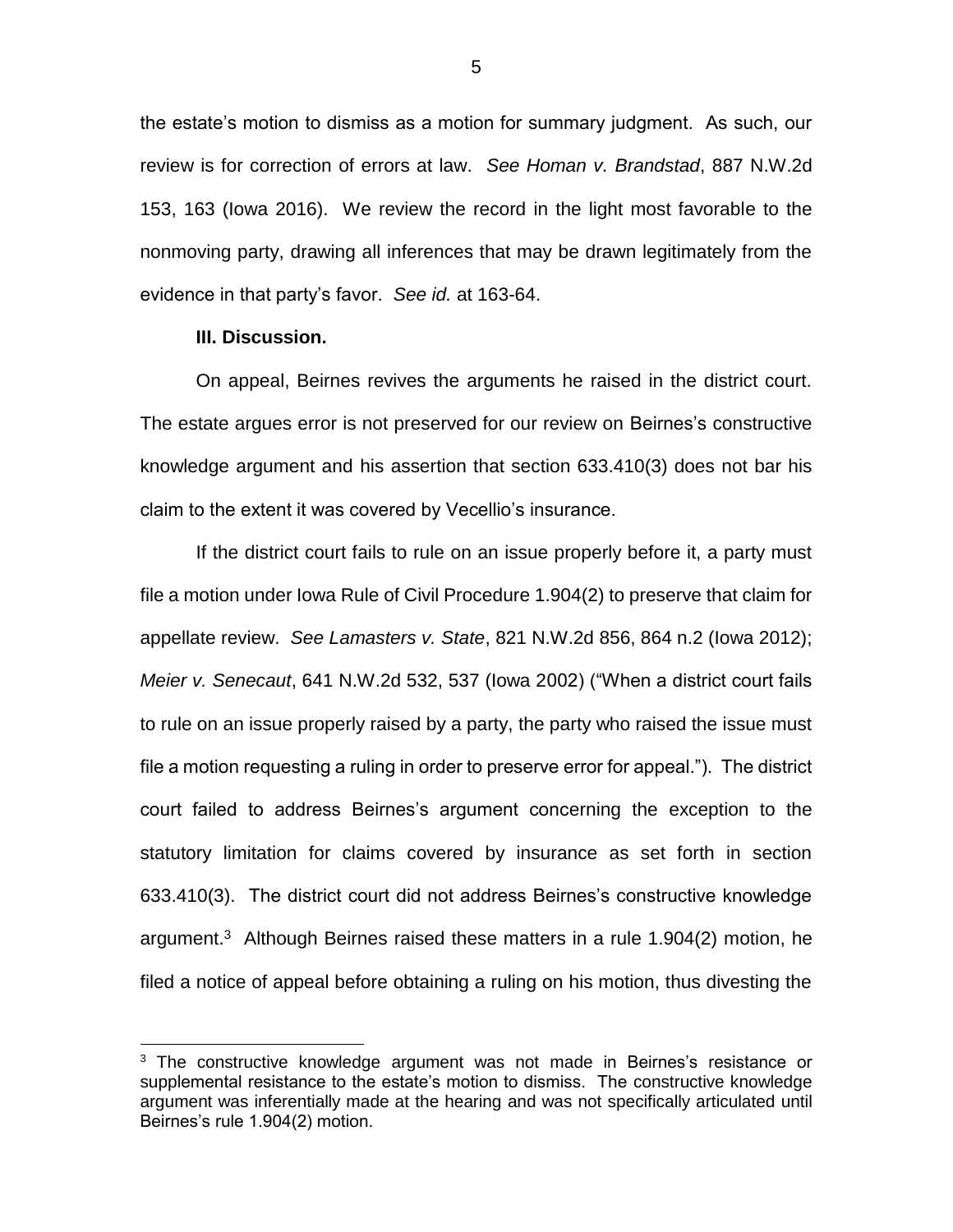the estate's motion to dismiss as a motion for summary judgment. As such, our review is for correction of errors at law. *See Homan v. Brandstad*, 887 N.W.2d 153, 163 (Iowa 2016). We review the record in the light most favorable to the nonmoving party, drawing all inferences that may be drawn legitimately from the evidence in that party's favor. *See id.* at 163-64.

**III. Discussion.**

On appeal, Beirnes revives the arguments he raised in the district court. The estate argues error is not preserved for our review on Beirnes's constructive knowledge argument and his assertion that section 633.410(3) does not bar his claim to the extent it was covered by Vecellio's insurance.

If the district court fails to rule on an issue properly before it, a party must file a motion under Iowa Rule of Civil Procedure 1.904(2) to preserve that claim for appellate review. *See Lamasters v. State*, 821 N.W.2d 856, 864 n.2 (Iowa 2012); *Meier v. Senecaut*, 641 N.W.2d 532, 537 (Iowa 2002) ("When a district court fails to rule on an issue properly raised by a party, the party who raised the issue must file a motion requesting a ruling in order to preserve error for appeal."). The district court failed to address Beirnes's argument concerning the exception to the statutory limitation for claims covered by insurance as set forth in section 633.410(3). The district court did not address Beirnes's constructive knowledge argument.[3] Although Beirnes raised these matters in a rule 1.904(2) motion, he filed a notice of appeal before obtaining a ruling on his motion, thus divesting the

[3] The constructive knowledge argument was not made in Beirnes's resistance or supplemental resistance to the estate's motion to dismiss. The constructive knowledge argument was inferentially made at the hearing and was not specifically articulated until Beirnes's rule 1.904(2) motion.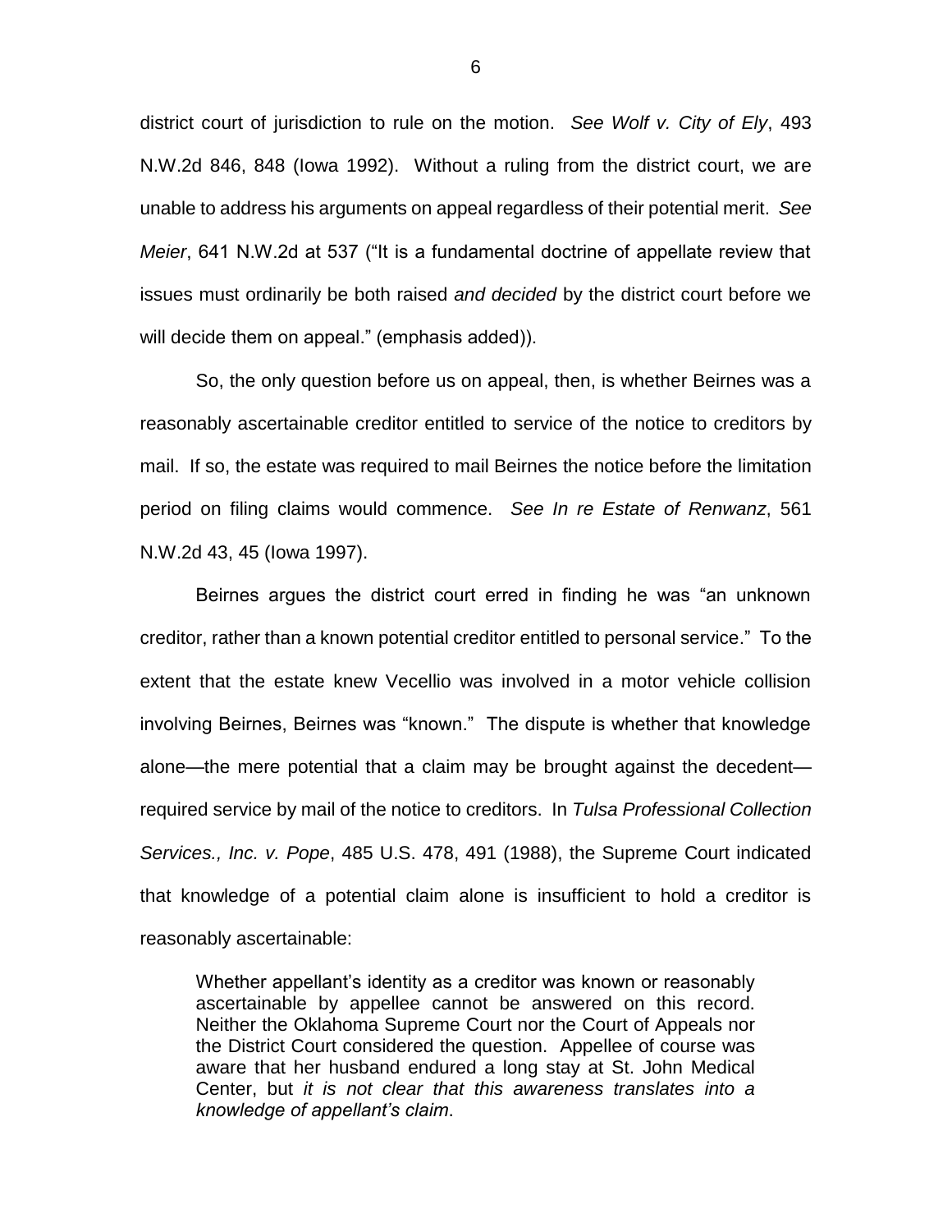district court of jurisdiction to rule on the motion. *See Wolf v. City of Ely*, 493 N.W.2d 846, 848 (Iowa 1992). Without a ruling from the district court, we are unable to address his arguments on appeal regardless of their potential merit. *See Meier*, 641 N.W.2d at 537 ("It is a fundamental doctrine of appellate review that issues must ordinarily be both raised *and decided* by the district court before we will decide them on appeal." (emphasis added)).

So, the only question before us on appeal, then, is whether Beirnes was a reasonably ascertainable creditor entitled to service of the notice to creditors by mail. If so, the estate was required to mail Beirnes the notice before the limitation period on filing claims would commence. *See In re Estate of Renwanz*, 561 N.W.2d 43, 45 (Iowa 1997).

Beirnes argues the district court erred in finding he was "an unknown creditor, rather than a known potential creditor entitled to personal service." To the extent that the estate knew Vecellio was involved in a motor vehicle collision involving Beirnes, Beirnes was "known." The dispute is whether that knowledge alone—the mere potential that a claim may be brought against the decedent—required service by mail of the notice to creditors. In *Tulsa Professional Collection Services., Inc. v. Pope*, 485 U.S. 478, 491 (1988), the Supreme Court indicated that knowledge of a potential claim alone is insufficient to hold a creditor is reasonably ascertainable:

> Whether appellant's identity as a creditor was known or reasonably ascertainable by appellee cannot be answered on this record. Neither the Oklahoma Supreme Court nor the Court of Appeals nor the District Court considered the question. Appellee of course was aware that her husband endured a long stay at St. John Medical Center, but *it is not clear that this awareness translates into a knowledge of appellant's claim*.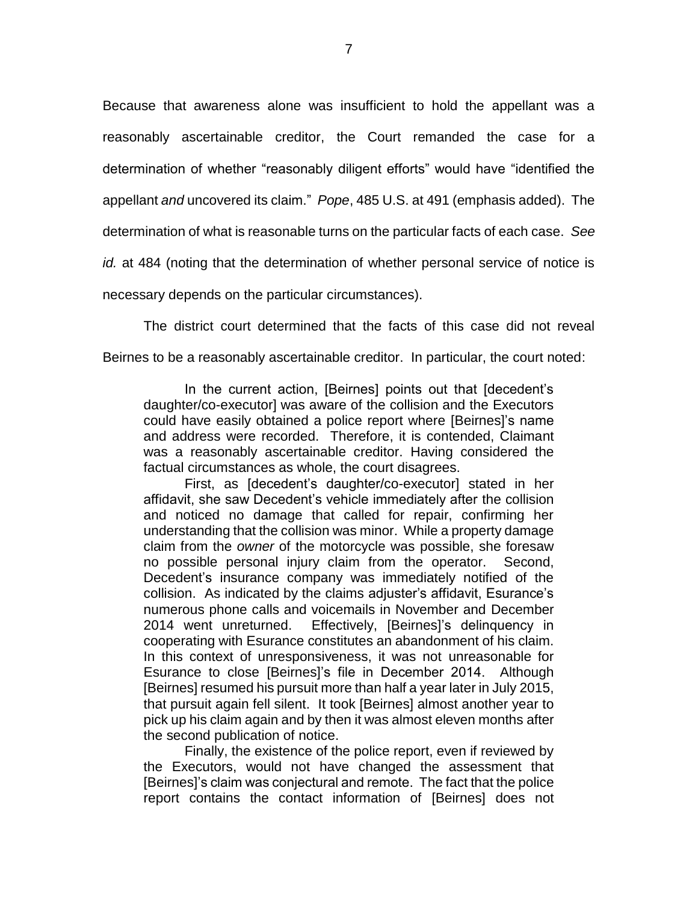Because that awareness alone was insufficient to hold the appellant was a reasonably ascertainable creditor, the Court remanded the case for a determination of whether "reasonably diligent efforts" would have "identified the appellant *and* uncovered its claim." *Pope*, 485 U.S. at 491 (emphasis added). The determination of what is reasonable turns on the particular facts of each case. *See id.* at 484 (noting that the determination of whether personal service of notice is necessary depends on the particular circumstances).

The district court determined that the facts of this case did not reveal Beirnes to be a reasonably ascertainable creditor. In particular, the court noted:

> In the current action, [Beirnes] points out that [decedent's daughter/co-executor] was aware of the collision and the Executors could have easily obtained a police report where [Beirnes]'s name and address were recorded. Therefore, it is contended, Claimant was a reasonably ascertainable creditor. Having considered the factual circumstances as whole, the court disagrees.
>
> First, as [decedent's daughter/co-executor] stated in her affidavit, she saw Decedent's vehicle immediately after the collision and noticed no damage that called for repair, confirming her understanding that the collision was minor. While a property damage claim from the *owner* of the motorcycle was possible, she foresaw no possible personal injury claim from the operator. Second, Decedent's insurance company was immediately notified of the collision. As indicated by the claims adjuster's affidavit, Esurance's numerous phone calls and voicemails in November and December 2014 went unreturned. Effectively, [Beirnes]'s delinquency in cooperating with Esurance constitutes an abandonment of his claim. In this context of unresponsiveness, it was not unreasonable for Esurance to close [Beirnes]'s file in December 2014. Although [Beirnes] resumed his pursuit more than half a year later in July 2015, that pursuit again fell silent. It took [Beirnes] almost another year to pick up his claim again and by then it was almost eleven months after the second publication of notice.
>
> Finally, the existence of the police report, even if reviewed by the Executors, would not have changed the assessment that [Beirnes]'s claim was conjectural and remote. The fact that the police report contains the contact information of [Beirnes] does not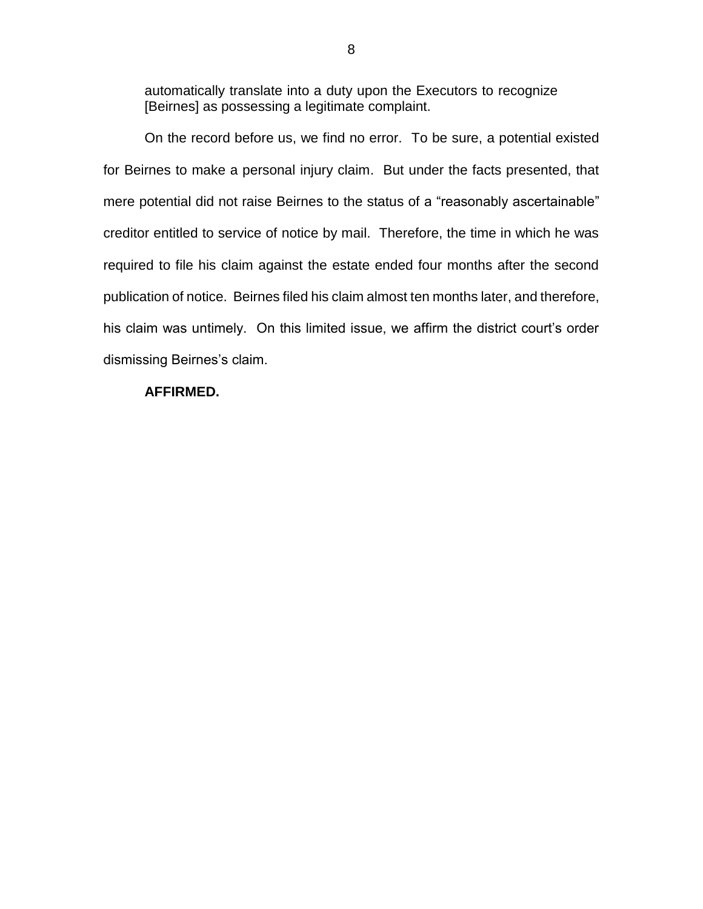> automatically translate into a duty upon the Executors to recognize [Beirnes] as possessing a legitimate complaint.

On the record before us, we find no error. To be sure, a potential existed for Beirnes to make a personal injury claim. But under the facts presented, that mere potential did not raise Beirnes to the status of a "reasonably ascertainable" creditor entitled to service of notice by mail. Therefore, the time in which he was required to file his claim against the estate ended four months after the second publication of notice. Beirnes filed his claim almost ten months later, and therefore, his claim was untimely. On this limited issue, we affirm the district court's order dismissing Beirnes's claim.

**AFFIRMED.**